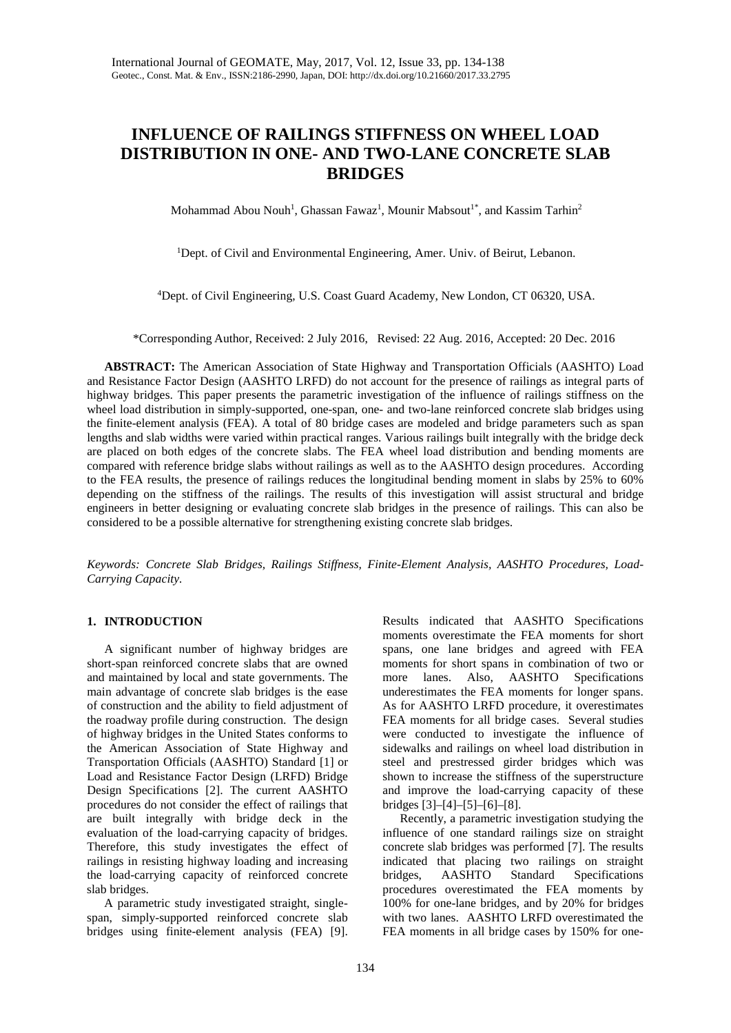# INFLUENCE OF RAILINGS STIFFNESS ON WHEEL LOAD DISTRIBUTION IN ONE- AND TWO-LANE CONCRETE SLAB BRIDGES

Mohammad Abou Nouh[1], Ghassan Fawaz[1], Mounir Mabsout[1*], and Kassim Tarhin[2]

[1]Dept. of Civil and Environmental Engineering, Amer. Univ. of Beirut, Lebanon.

[4]Dept. of Civil Engineering, U.S. Coast Guard Academy, New London, CT 06320, USA.

*Corresponding Author, Received: 2 July 2016, Revised: 22 Aug. 2016, Accepted: 20 Dec. 2016

**ABSTRACT:** The American Association of State Highway and Transportation Officials (AASHTO) Load and Resistance Factor Design (AASHTO LRFD) do not account for the presence of railings as integral parts of highway bridges. This paper presents the parametric investigation of the influence of railings stiffness on the wheel load distribution in simply-supported, one-span, one- and two-lane reinforced concrete slab bridges using the finite-element analysis (FEA). A total of 80 bridge cases are modeled and bridge parameters such as span lengths and slab widths were varied within practical ranges. Various railings built integrally with the bridge deck are placed on both edges of the concrete slabs. The FEA wheel load distribution and bending moments are compared with reference bridge slabs without railings as well as to the AASHTO design procedures. According to the FEA results, the presence of railings reduces the longitudinal bending moment in slabs by 25% to 60% depending on the stiffness of the railings. The results of this investigation will assist structural and bridge engineers in better designing or evaluating concrete slab bridges in the presence of railings. This can also be considered to be a possible alternative for strengthening existing concrete slab bridges.

*Keywords: Concrete Slab Bridges, Railings Stiffness, Finite-Element Analysis, AASHTO Procedures, Load-Carrying Capacity.*

## 1. INTRODUCTION

A significant number of highway bridges are short-span reinforced concrete slabs that are owned and maintained by local and state governments. The main advantage of concrete slab bridges is the ease of construction and the ability to field adjustment of the roadway profile during construction. The design of highway bridges in the United States conforms to the American Association of State Highway and Transportation Officials (AASHTO) Standard [1] or Load and Resistance Factor Design (LRFD) Bridge Design Specifications [2]. The current AASHTO procedures do not consider the effect of railings that are built integrally with bridge deck in the evaluation of the load-carrying capacity of bridges. Therefore, this study investigates the effect of railings in resisting highway loading and increasing the load-carrying capacity of reinforced concrete slab bridges.

A parametric study investigated straight, single-span, simply-supported reinforced concrete slab bridges using finite-element analysis (FEA) [9]. Results indicated that AASHTO Specifications moments overestimate the FEA moments for short spans, one lane bridges and agreed with FEA moments for short spans in combination of two or more lanes. Also, AASHTO Specifications underestimates the FEA moments for longer spans. As for AASHTO LRFD procedure, it overestimates FEA moments for all bridge cases. Several studies were conducted to investigate the influence of sidewalks and railings on wheel load distribution in steel and prestressed girder bridges which was shown to increase the stiffness of the superstructure and improve the load-carrying capacity of these bridges [3]–[4]–[5]–[6]–[8].

Recently, a parametric investigation studying the influence of one standard railings size on straight concrete slab bridges was performed [7]. The results indicated that placing two railings on straight bridges, AASHTO Standard Specifications procedures overestimated the FEA moments by 100% for one-lane bridges, and by 20% for bridges with two lanes. AASHTO LRFD overestimated the FEA moments in all bridge cases by 150% for one-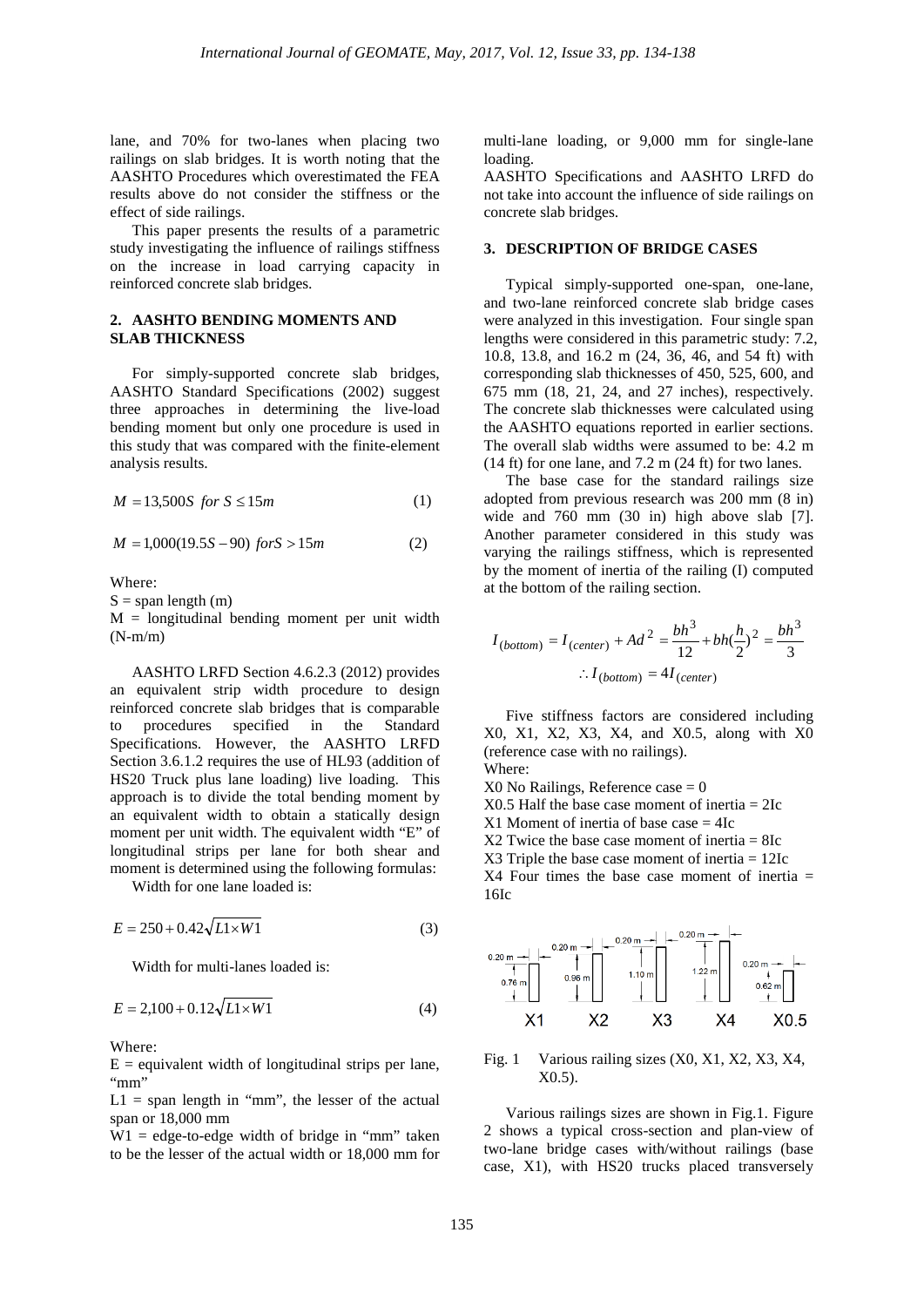lane, and 70% for two-lanes when placing two railings on slab bridges. It is worth noting that the AASHTO Procedures which overestimated the FEA results above do not consider the stiffness or the effect of side railings.

This paper presents the results of a parametric study investigating the influence of railings stiffness on the increase in load carrying capacity in reinforced concrete slab bridges.

## 2. AASHTO BENDING MOMENTS AND SLAB THICKNESS

For simply-supported concrete slab bridges, AASHTO Standard Specifications (2002) suggest three approaches in determining the live-load bending moment but only one procedure is used in this study that was compared with the finite-element analysis results.

$$M = 13{,}500S \ \ for\ S \le 15m \tag{1}$$

$$M = 1{,}000(19.5S - 90)\ \ for S > 15m \tag{2}$$

Where:

S = span length (m)

M = longitudinal bending moment per unit width (N-m/m)

AASHTO LRFD Section 4.6.2.3 (2012) provides an equivalent strip width procedure to design reinforced concrete slab bridges that is comparable to procedures specified in the Standard Specifications. However, the AASHTO LRFD Section 3.6.1.2 requires the use of HL93 (addition of HS20 Truck plus lane loading) live loading. This approach is to divide the total bending moment by an equivalent width to obtain a statically design moment per unit width. The equivalent width "E" of longitudinal strips per lane for both shear and moment is determined using the following formulas:

Width for one lane loaded is:

$$E = 250 + 0.42\sqrt{L1 \times W1} \tag{3}$$

Width for multi-lanes loaded is:

$$E = 2{,}100 + 0.12\sqrt{L1 \times W1} \tag{4}$$

Where:

E = equivalent width of longitudinal strips per lane, "mm"

L1 = span length in "mm", the lesser of the actual span or 18,000 mm

W1 = edge-to-edge width of bridge in "mm" taken to be the lesser of the actual width or 18,000 mm for multi-lane loading, or 9,000 mm for single-lane loading.

AASHTO Specifications and AASHTO LRFD do not take into account the influence of side railings on concrete slab bridges.

## 3. DESCRIPTION OF BRIDGE CASES

Typical simply-supported one-span, one-lane, and two-lane reinforced concrete slab bridge cases were analyzed in this investigation. Four single span lengths were considered in this parametric study: 7.2, 10.8, 13.8, and 16.2 m (24, 36, 46, and 54 ft) with corresponding slab thicknesses of 450, 525, 600, and 675 mm (18, 21, 24, and 27 inches), respectively. The concrete slab thicknesses were calculated using the AASHTO equations reported in earlier sections. The overall slab widths were assumed to be: 4.2 m (14 ft) for one lane, and 7.2 m (24 ft) for two lanes.

The base case for the standard railings size adopted from previous research was 200 mm (8 in) wide and 760 mm (30 in) high above slab [7]. Another parameter considered in this study was varying the railings stiffness, which is represented by the moment of inertia of the railing (I) computed at the bottom of the railing section.

$$I_{(bottom)} = I_{(center)} + Ad^2 = \frac{bh^3}{12} + bh\left(\frac{h}{2}\right)^2 = \frac{bh^3}{3}$$

$$\therefore I_{(bottom)} = 4I_{(center)}$$

Five stiffness factors are considered including X0, X1, X2, X3, X4, and X0.5, along with X0 (reference case with no railings).

Where:

X0 No Railings, Reference case = 0

X0.5 Half the base case moment of inertia = 2Ic

X1 Moment of inertia of base case = 4Ic

X2 Twice the base case moment of inertia = 8Ic

X3 Triple the base case moment of inertia = 12Ic

X4 Four times the base case moment of inertia = 16Ic

Fig. 1 Various railing sizes (X0, X1, X2, X3, X4, X0.5).

Various railings sizes are shown in Fig.1. Figure 2 shows a typical cross-section and plan-view of two-lane bridge cases with/without railings (base case, X1), with HS20 trucks placed transversely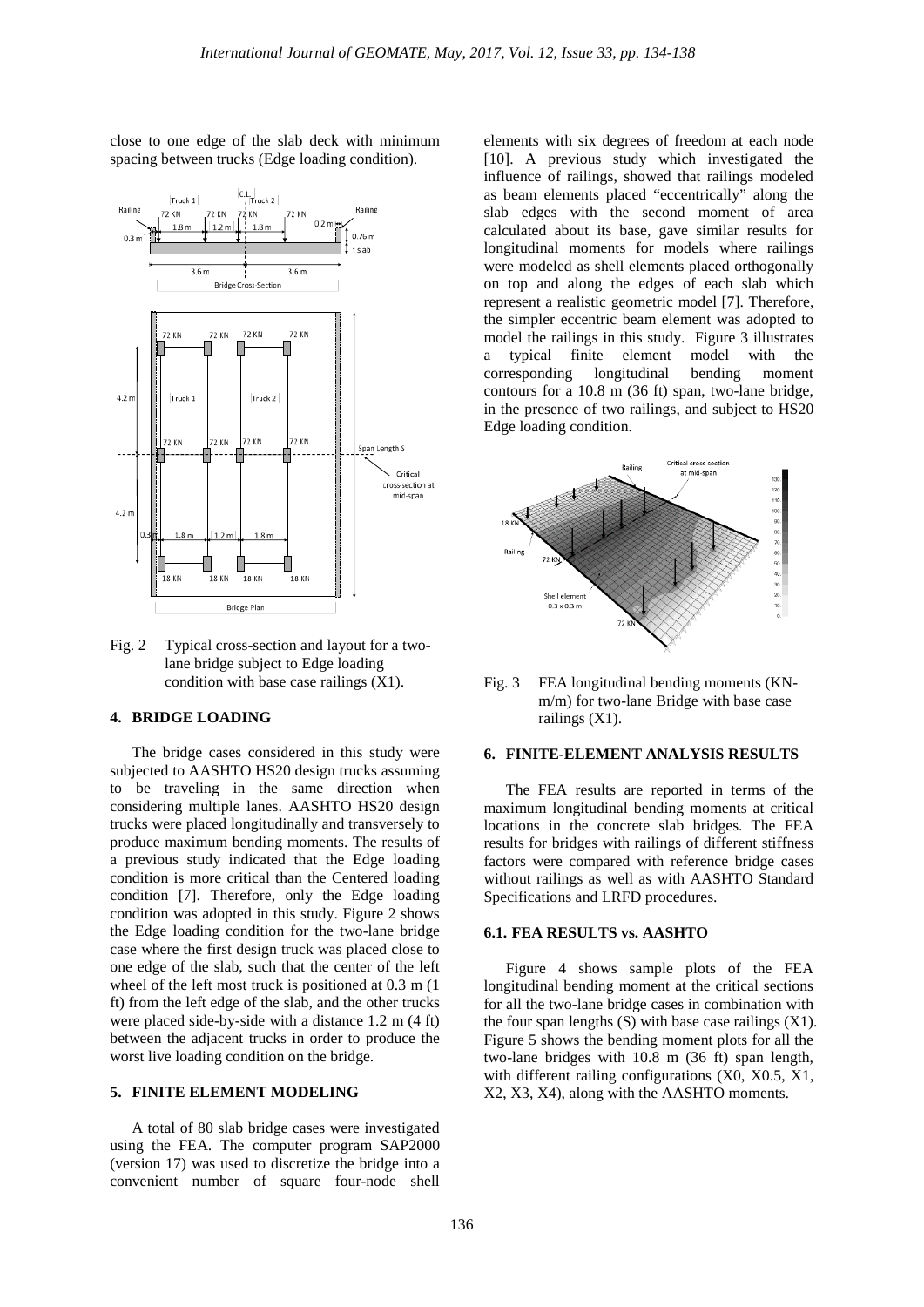close to one edge of the slab deck with minimum spacing between trucks (Edge loading condition).

Fig. 2 Typical cross-section and layout for a two-lane bridge subject to Edge loading condition with base case railings (X1).

## 4. BRIDGE LOADING

The bridge cases considered in this study were subjected to AASHTO HS20 design trucks assuming to be traveling in the same direction when considering multiple lanes. AASHTO HS20 design trucks were placed longitudinally and transversely to produce maximum bending moments. The results of a previous study indicated that the Edge loading condition is more critical than the Centered loading condition [7]. Therefore, only the Edge loading condition was adopted in this study. Figure 2 shows the Edge loading condition for the two-lane bridge case where the first design truck was placed close to one edge of the slab, such that the center of the left wheel of the left most truck is positioned at 0.3 m (1 ft) from the left edge of the slab, and the other trucks were placed side-by-side with a distance 1.2 m (4 ft) between the adjacent trucks in order to produce the worst live loading condition on the bridge.

## 5. FINITE ELEMENT MODELING

A total of 80 slab bridge cases were investigated using the FEA. The computer program SAP2000 (version 17) was used to discretize the bridge into a convenient number of square four-node shell elements with six degrees of freedom at each node [10]. A previous study which investigated the influence of railings, showed that railings modeled as beam elements placed "eccentrically" along the slab edges with the second moment of area calculated about its base, gave similar results for longitudinal moments for models where railings were modeled as shell elements placed orthogonally on top and along the edges of each slab which represent a realistic geometric model [7]. Therefore, the simpler eccentric beam element was adopted to model the railings in this study. Figure 3 illustrates a typical finite element model with the corresponding longitudinal bending moment contours for a 10.8 m (36 ft) span, two-lane bridge, in the presence of two railings, and subject to HS20 Edge loading condition.

Fig. 3 FEA longitudinal bending moments (KN-m/m) for two-lane Bridge with base case railings (X1).

## 6. FINITE-ELEMENT ANALYSIS RESULTS

The FEA results are reported in terms of the maximum longitudinal bending moments at critical locations in the concrete slab bridges. The FEA results for bridges with railings of different stiffness factors were compared with reference bridge cases without railings as well as with AASHTO Standard Specifications and LRFD procedures.

### 6.1. FEA RESULTS vs. AASHTO

Figure 4 shows sample plots of the FEA longitudinal bending moment at the critical sections for all the two-lane bridge cases in combination with the four span lengths (S) with base case railings (X1). Figure 5 shows the bending moment plots for all the two-lane bridges with 10.8 m (36 ft) span length, with different railing configurations (X0, X0.5, X1, X2, X3, X4), along with the AASHTO moments.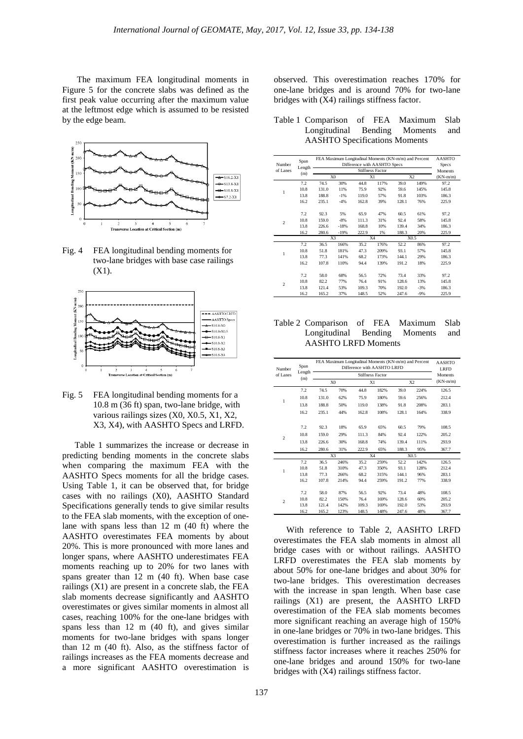The maximum FEA longitudinal moments in Figure 5 for the concrete slabs was defined as the first peak value occurring after the maximum value at the leftmost edge which is assumed to be resisted by the edge beam.

Fig. 4 FEA longitudinal bending moments for two-lane bridges with base case railings (X1).

Fig. 5 FEA longitudinal bending moments for a 10.8 m (36 ft) span, two-lane bridge, with various railings sizes (X0, X0.5, X1, X2, X3, X4), with AASHTO Specs and LRFD.

Table 1 summarizes the increase or decrease in predicting bending moments in the concrete slabs when comparing the maximum FEA with the AASHTO Specs moments for all the bridge cases. Using Table 1, it can be observed that, for bridge cases with no railings (X0), AASHTO Standard Specifications generally tends to give similar results to the FEA slab moments, with the exception of one-lane with spans less than 12 m (40 ft) where the AASHTO overestimates FEA moments by about 20%. This is more pronounced with more lanes and longer spans, where AASHTO underestimates FEA moments reaching up to 20% for two lanes with spans greater than 12 m (40 ft). When base case railings (X1) are present in a concrete slab, the FEA slab moments decrease significantly and AASHTO overestimates or gives similar moments in almost all cases, reaching 100% for the one-lane bridges with spans less than 12 m (40 ft), and gives similar moments for two-lane bridges with spans longer than 12 m (40 ft). Also, as the stiffness factor of railings increases as the FEA moments decrease and a more significant AASHTO overestimation is observed. This overestimation reaches 170% for one-lane bridges and is around 70% for two-lane bridges with (X4) railings stiffness factor.

Table 1 Comparison of FEA Maximum Slab Longitudinal Bending Moments and AASHTO Specifications Moments

| Number of Lanes | Span Length (m) | FEA Maximum Longitudinal Moments (KN-m/m) and Percent Difference with AASHTO Specs | | | | | | AASHTO Specs Moments (KN-m/m) |
|---|---|---|---|---|---|---|---|---|
| | | Stiffness Factor | | | | | | |
| | | X0 | | X1 | | X2 | | |
| 1 | 7.2 | 74.5 | 30% | 44.8 | 117% | 39.0 | 149% | 97.2 |
| | 10.8 | 131.0 | 11% | 75.9 | 92% | 59.6 | 145% | 145.8 |
| | 13.8 | 188.8 | -1% | 119.0 | 57% | 91.8 | 103% | 186.3 |
| | 16.2 | 235.1 | -4% | 162.8 | 39% | 128.1 | 76% | 225.9 |
| 2 | 7.2 | 92.3 | 5% | 65.9 | 47% | 60.5 | 61% | 97.2 |
| | 10.8 | 159.0 | -8% | 111.3 | 31% | 92.4 | 58% | 145.8 |
| | 13.8 | 226.6 | -18% | 168.8 | 10% | 139.4 | 34% | 186.3 |
| | 16.2 | 280.6 | -19% | 222.9 | 1% | 188.3 | 20% | 225.9 |
| | | X3 | | X4 | | X0.5 | | |
| 1 | 7.2 | 36.5 | 166% | 35.2 | 176% | 52.2 | 86% | 97.2 |
| | 10.8 | 51.8 | 181% | 47.3 | 209% | 93.1 | 57% | 145.8 |
| | 13.8 | 77.3 | 141% | 68.2 | 173% | 144.1 | 29% | 186.3 |
| | 16.2 | 107.8 | 110% | 94.4 | 139% | 191.2 | 18% | 225.9 |
| 2 | 7.2 | 58.0 | 68% | 56.5 | 72% | 73.4 | 33% | 97.2 |
| | 10.8 | 82.2 | 77% | 76.4 | 91% | 128.6 | 13% | 145.8 |
| | 13.8 | 121.4 | 53% | 109.3 | 70% | 192.0 | -3% | 186.3 |
| | 16.2 | 165.2 | 37% | 148.5 | 52% | 247.6 | -9% | 225.9 |

Table 2 Comparison of FEA Maximum Slab Longitudinal Bending Moments and AASHTO LRFD Moments

| Number of Lanes | Span Length (m) | FEA Maximum Longitudinal Moments (KN-m/m) and Percent Difference with AASHTO LRFD | | | | | | AASHTO LRFD Moments (KN-m/m) |
|---|---|---|---|---|---|---|---|---|
| | | Stiffness Factor | | | | | | |
| | | X0 | | X1 | | X2 | | |
| 1 | 7.2 | 74.5 | 70% | 44.8 | 182% | 39.0 | 224% | 126.5 |
| | 10.8 | 131.0 | 62% | 75.9 | 180% | 59.6 | 256% | 212.4 |
| | 13.8 | 188.8 | 50% | 119.0 | 138% | 91.8 | 208% | 283.1 |
| | 16.2 | 235.1 | 44% | 162.8 | 108% | 128.1 | 164% | 338.9 |
| 2 | 7.2 | 92.3 | 18% | 65.9 | 65% | 60.5 | 79% | 108.5 |
| | 10.8 | 159.0 | 29% | 111.3 | 84% | 92.4 | 122% | 205.2 |
| | 13.8 | 226.6 | 30% | 168.8 | 74% | 139.4 | 111% | 293.9 |
| | 16.2 | 280.6 | 31% | 222.9 | 65% | 188.3 | 95% | 367.7 |
| | | X3 | | X4 | | X0.5 | | |
| 1 | 7.2 | 36.5 | 246% | 35.2 | 259% | 52.2 | 142% | 126.5 |
| | 10.8 | 51.8 | 310% | 47.3 | 350% | 93.1 | 128% | 212.4 |
| | 13.8 | 77.3 | 266% | 68.2 | 315% | 144.1 | 96% | 283.1 |
| | 16.2 | 107.8 | 214% | 94.4 | 259% | 191.2 | 77% | 338.9 |
| 2 | 7.2 | 58.0 | 87% | 56.5 | 92% | 73.4 | 48% | 108.5 |
| | 10.8 | 82.2 | 150% | 76.4 | 169% | 128.6 | 60% | 205.2 |
| | 13.8 | 121.4 | 142% | 109.3 | 169% | 192.0 | 53% | 293.9 |
| | 16.2 | 165.2 | 123% | 148.5 | 148% | 247.6 | 48% | 367.7 |

With reference to Table 2, AASHTO LRFD overestimates the FEA slab moments in almost all bridge cases with or without railings. AASHTO LRFD overestimates the FEA slab moments by about 50% for one-lane bridges and about 30% for two-lane bridges. This overestimation decreases with the increase in span length. When base case railings (X1) are present, the AASHTO LRFD overestimation of the FEA slab moments becomes more significant reaching an average high of 150% in one-lane bridges or 70% in two-lane bridges. This overestimation is further increased as the railings stiffness factor increases where it reaches 250% for one-lane bridges and around 150% for two-lane bridges with (X4) railings stiffness factor.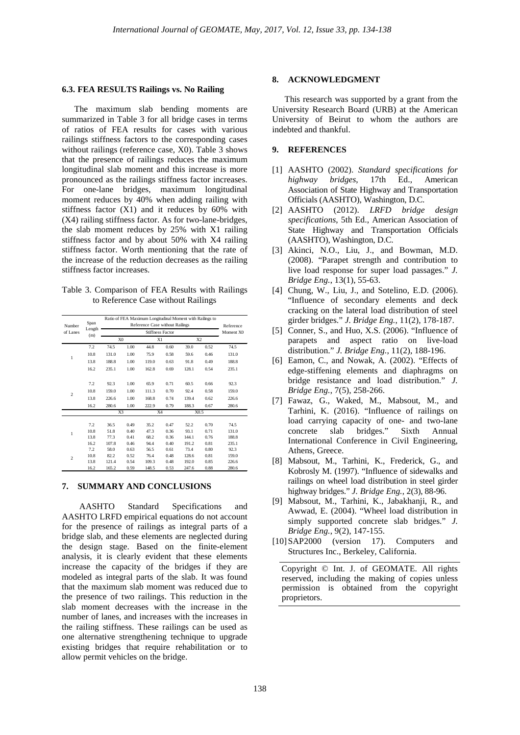### 6.3. FEA RESULTS Railings vs. No Railing

The maximum slab bending moments are summarized in Table 3 for all bridge cases in terms of ratios of FEA results for cases with various railings stiffness factors to the corresponding cases without railings (reference case, X0). Table 3 shows that the presence of railings reduces the maximum longitudinal slab moment and this increase is more pronounced as the railings stiffness factor increases. For one-lane bridges, maximum longitudinal moment reduces by 40% when adding railing with stiffness factor (X1) and it reduces by 60% with (X4) railing stiffness factor. As for two-lane-bridges, the slab moment reduces by 25% with X1 railing stiffness factor and by about 50% with X4 railing stiffness factor. Worth mentioning that the rate of the increase of the reduction decreases as the railing stiffness factor increases.

Table 3. Comparison of FEA Results with Railings to Reference Case without Railings

| Number of Lanes | Span Length (m) | Ratio of FEA Maximum Longitudinal Moment with Railings to Reference Case without Railings | | | | | | Reference Moment X0 |
|---|---|---|---|---|---|---|---|---|
| | | Stiffness Factor | | | | | | |
| | | X0 | | X1 | | X2 | | |
| 1 | 7.2 | 74.5 | 1.00 | 44.8 | 0.60 | 39.0 | 0.52 | 74.5 |
| | 10.8 | 131.0 | 1.00 | 75.9 | 0.58 | 59.6 | 0.46 | 131.0 |
| | 13.8 | 188.8 | 1.00 | 119.0 | 0.63 | 91.8 | 0.49 | 188.8 |
| | 16.2 | 235.1 | 1.00 | 162.8 | 0.69 | 128.1 | 0.54 | 235.1 |
| 2 | 7.2 | 92.3 | 1.00 | 65.9 | 0.71 | 60.5 | 0.66 | 92.3 |
| | 10.8 | 159.0 | 1.00 | 111.3 | 0.70 | 92.4 | 0.58 | 159.0 |
| | 13.8 | 226.6 | 1.00 | 168.8 | 0.74 | 139.4 | 0.62 | 226.6 |
| | 16.2 | 280.6 | 1.00 | 222.9 | 0.79 | 188.3 | 0.67 | 280.6 |
| | | X3 | | X4 | | X0.5 | | |
| 1 | 7.2 | 36.5 | 0.49 | 35.2 | 0.47 | 52.2 | 0.70 | 74.5 |
| | 10.8 | 51.8 | 0.40 | 47.3 | 0.36 | 93.1 | 0.71 | 131.0 |
| | 13.8 | 77.3 | 0.41 | 68.2 | 0.36 | 144.1 | 0.76 | 188.8 |
| | 16.2 | 107.8 | 0.46 | 94.4 | 0.40 | 191.2 | 0.81 | 235.1 |
| 2 | 7.2 | 58.0 | 0.63 | 56.5 | 0.61 | 73.4 | 0.80 | 92.3 |
| | 10.8 | 82.2 | 0.52 | 76.4 | 0.48 | 128.6 | 0.81 | 159.0 |
| | 13.8 | 121.4 | 0.54 | 109.3 | 0.48 | 192.0 | 0.85 | 226.6 |
| | 16.2 | 165.2 | 0.59 | 148.5 | 0.53 | 247.6 | 0.88 | 280.6 |

## 7. SUMMARY AND CONCLUSIONS

AASHTO Standard Specifications and AASHTO LRFD empirical equations do not account for the presence of railings as integral parts of a bridge slab, and these elements are neglected during the design stage. Based on the finite-element analysis, it is clearly evident that these elements increase the capacity of the bridges if they are modeled as integral parts of the slab. It was found that the maximum slab moment was reduced due to the presence of two railings. This reduction in the slab moment decreases with the increase in the number of lanes, and increases with the increases in the railing stiffness. These railings can be used as one alternative strengthening technique to upgrade existing bridges that require rehabilitation or to allow permit vehicles on the bridge.

## 8. ACKNOWLEDGMENT

This research was supported by a grant from the University Research Board (URB) at the American University of Beirut to whom the authors are indebted and thankful.

## 9. REFERENCES

[1] AASHTO (2002). *Standard specifications for highway bridges*, 17th Ed., American Association of State Highway and Transportation Officials (AASHTO), Washington, D.C.

[2] AASHTO (2012). *LRFD bridge design specifications*, 5th Ed., American Association of State Highway and Transportation Officials (AASHTO), Washington, D.C.

[3] Akinci, N.O., Liu, J., and Bowman, M.D. (2008). "Parapet strength and contribution to live load response for super load passages." *J. Bridge Eng.*, 13(1), 55-63.

[4] Chung, W., Liu, J., and Sotelino, E.D. (2006). "Influence of secondary elements and deck cracking on the lateral load distribution of steel girder bridges." *J. Bridge Eng.*, 11(2), 178-187.

[5] Conner, S., and Huo, X.S. (2006). "Influence of parapets and aspect ratio on live-load distribution." *J. Bridge Eng.*, 11(2), 188-196.

[6] Eamon, C., and Nowak, A. (2002). "Effects of edge-stiffening elements and diaphragms on bridge resistance and load distribution." *J. Bridge Eng.*, 7(5), 258-266.

[7] Fawaz, G., Waked, M., Mabsout, M., and Tarhini, K. (2016). "Influence of railings on load carrying capacity of one- and two-lane concrete slab bridges." Sixth Annual International Conference in Civil Engineering, Athens, Greece.

[8] Mabsout, M., Tarhini, K., Frederick, G., and Kobrosly M. (1997). "Influence of sidewalks and railings on wheel load distribution in steel girder highway bridges." *J. Bridge Eng.*, 2(3), 88-96.

[9] Mabsout, M., Tarhini, K., Jabakhanji, R., and Awwad, E. (2004). "Wheel load distribution in simply supported concrete slab bridges." *J. Bridge Eng.*, 9(2), 147-155.

[10] SAP2000 (version 17). Computers and Structures Inc., Berkeley, California.

Copyright © Int. J. of GEOMATE. All rights reserved, including the making of copies unless permission is obtained from the copyright proprietors.